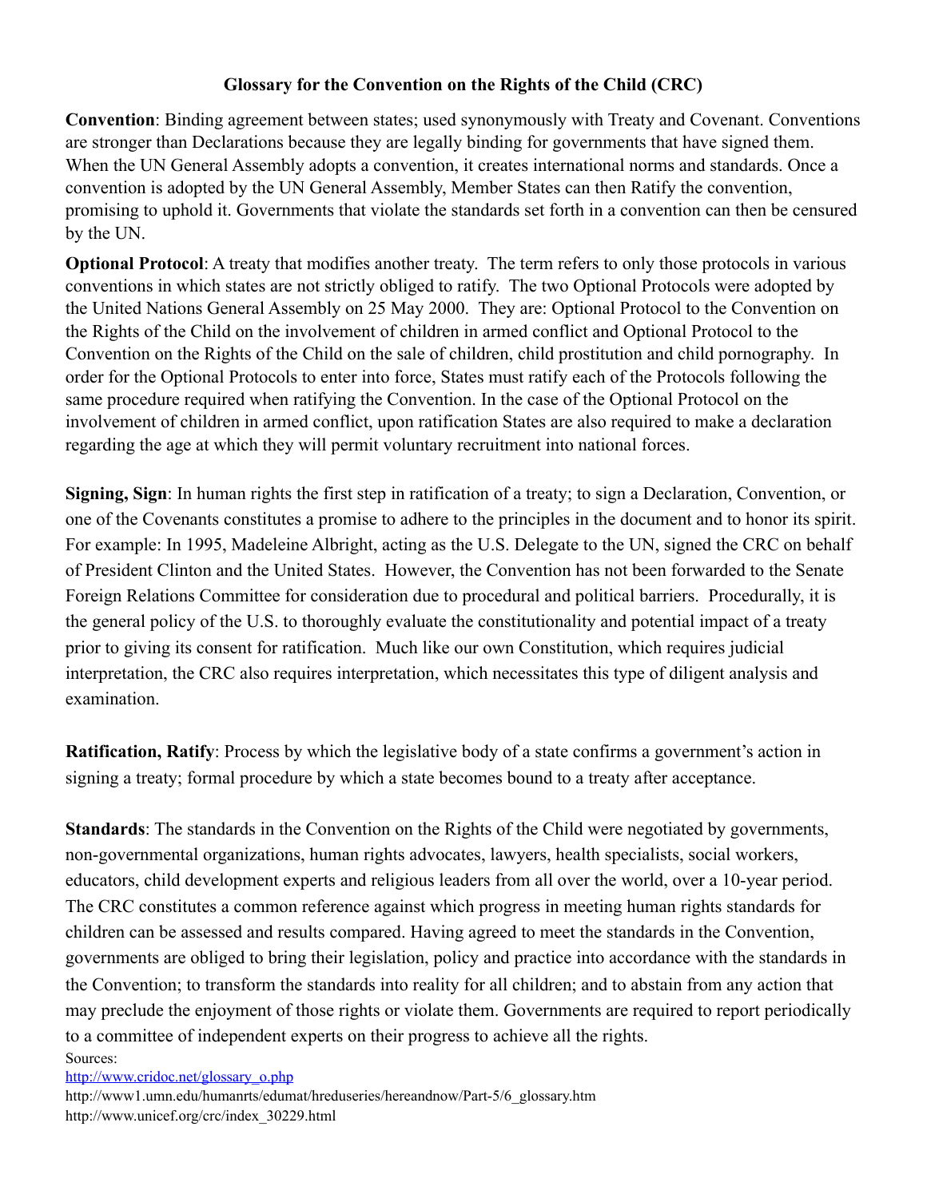# Glossary for the Convention on the Rights of the Child (CRC)

**Convention**: Binding agreement between states; used synonymously with Treaty and Covenant. Conventions are stronger than Declarations because they are legally binding for governments that have signed them. When the UN General Assembly adopts a convention, it creates international norms and standards. Once a convention is adopted by the UN General Assembly, Member States can then Ratify the convention, promising to uphold it. Governments that violate the standards set forth in a convention can then be censured by the UN.

**Optional Protocol**: A treaty that modifies another treaty. The term refers to only those protocols in various conventions in which states are not strictly obliged to ratify. The two Optional Protocols were adopted by the United Nations General Assembly on 25 May 2000. They are: Optional Protocol to the Convention on the Rights of the Child on the involvement of children in armed conflict and Optional Protocol to the Convention on the Rights of the Child on the sale of children, child prostitution and child pornography. In order for the Optional Protocols to enter into force, States must ratify each of the Protocols following the same procedure required when ratifying the Convention. In the case of the Optional Protocol on the involvement of children in armed conflict, upon ratification States are also required to make a declaration regarding the age at which they will permit voluntary recruitment into national forces.

**Signing, Sign**: In human rights the first step in ratification of a treaty; to sign a Declaration, Convention, or one of the Covenants constitutes a promise to adhere to the principles in the document and to honor its spirit. For example: In 1995, Madeleine Albright, acting as the U.S. Delegate to the UN, signed the CRC on behalf of President Clinton and the United States. However, the Convention has not been forwarded to the Senate Foreign Relations Committee for consideration due to procedural and political barriers. Procedurally, it is the general policy of the U.S. to thoroughly evaluate the constitutionality and potential impact of a treaty prior to giving its consent for ratification. Much like our own Constitution, which requires judicial interpretation, the CRC also requires interpretation, which necessitates this type of diligent analysis and examination.

**Ratification, Ratify**: Process by which the legislative body of a state confirms a government's action in signing a treaty; formal procedure by which a state becomes bound to a treaty after acceptance.

**Standards**: The standards in the Convention on the Rights of the Child were negotiated by governments, non-governmental organizations, human rights advocates, lawyers, health specialists, social workers, educators, child development experts and religious leaders from all over the world, over a 10-year period. The CRC constitutes a common reference against which progress in meeting human rights standards for children can be assessed and results compared. Having agreed to meet the standards in the Convention, governments are obliged to bring their legislation, policy and practice into accordance with the standards in the Convention; to transform the standards into reality for all children; and to abstain from any action that may preclude the enjoyment of those rights or violate them. Governments are required to report periodically to a committee of independent experts on their progress to achieve all the rights.

Sources:
http://www.cridoc.net/glossary_o.php
http://www1.umn.edu/humanrts/edumat/hreduseries/hereandnow/Part-5/6_glossary.htm
http://www.unicef.org/crc/index_30229.html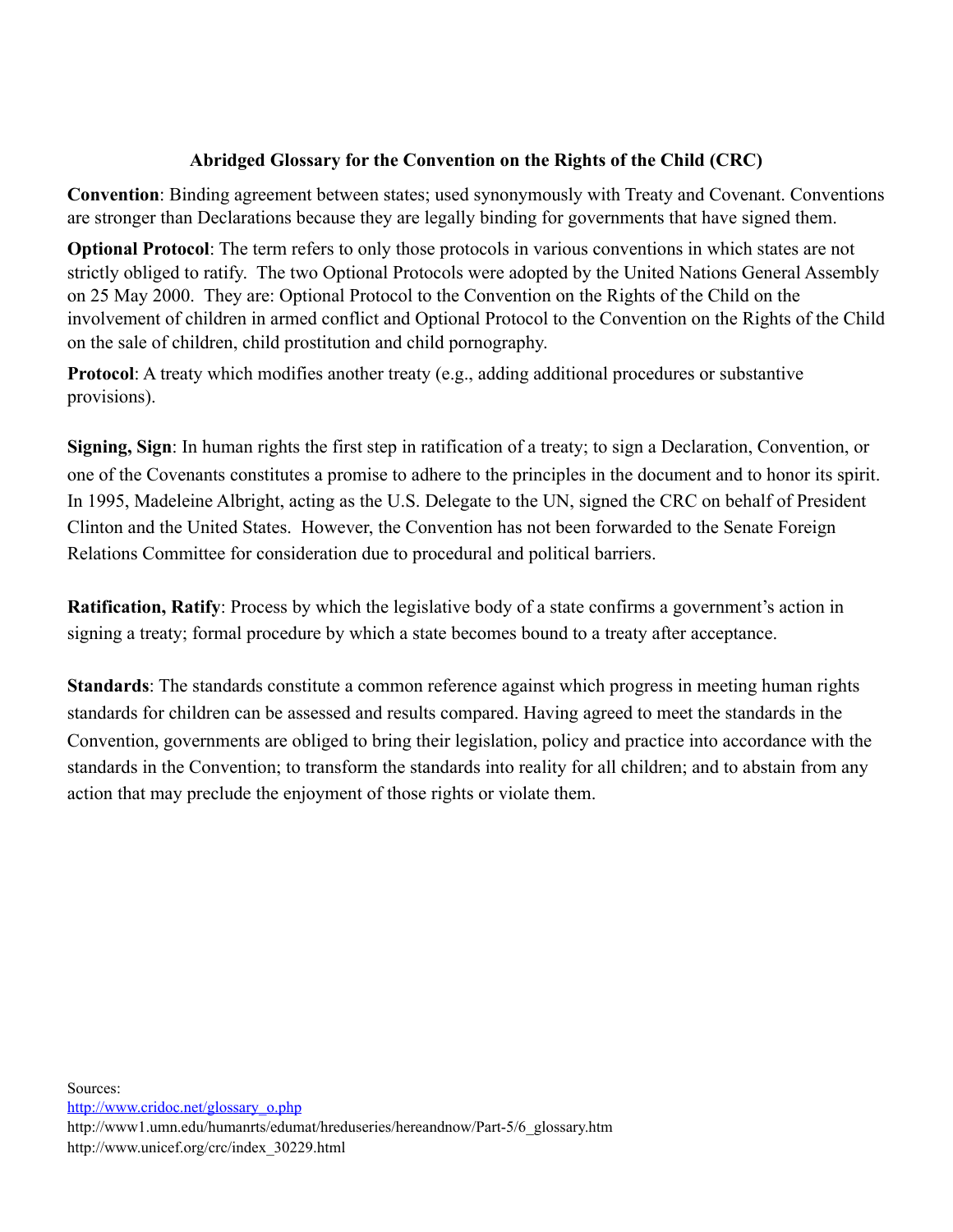**Abridged Glossary for the Convention on the Rights of the Child (CRC)**

**Convention**: Binding agreement between states; used synonymously with Treaty and Covenant. Conventions are stronger than Declarations because they are legally binding for governments that have signed them.

**Optional Protocol**: The term refers to only those protocols in various conventions in which states are not strictly obliged to ratify. The two Optional Protocols were adopted by the United Nations General Assembly on 25 May 2000. They are: Optional Protocol to the Convention on the Rights of the Child on the involvement of children in armed conflict and Optional Protocol to the Convention on the Rights of the Child on the sale of children, child prostitution and child pornography.

**Protocol**: A treaty which modifies another treaty (e.g., adding additional procedures or substantive provisions).

**Signing, Sign**: In human rights the first step in ratification of a treaty; to sign a Declaration, Convention, or one of the Covenants constitutes a promise to adhere to the principles in the document and to honor its spirit. In 1995, Madeleine Albright, acting as the U.S. Delegate to the UN, signed the CRC on behalf of President Clinton and the United States. However, the Convention has not been forwarded to the Senate Foreign Relations Committee for consideration due to procedural and political barriers.

**Ratification, Ratify**: Process by which the legislative body of a state confirms a government's action in signing a treaty; formal procedure by which a state becomes bound to a treaty after acceptance.

**Standards**: The standards constitute a common reference against which progress in meeting human rights standards for children can be assessed and results compared. Having agreed to meet the standards in the Convention, governments are obliged to bring their legislation, policy and practice into accordance with the standards in the Convention; to transform the standards into reality for all children; and to abstain from any action that may preclude the enjoyment of those rights or violate them.

Sources:
http://www.cridoc.net/glossary_o.php
http://www1.umn.edu/humanrts/edumat/hreduseries/hereandnow/Part-5/6_glossary.htm
http://www.unicef.org/crc/index_30229.html